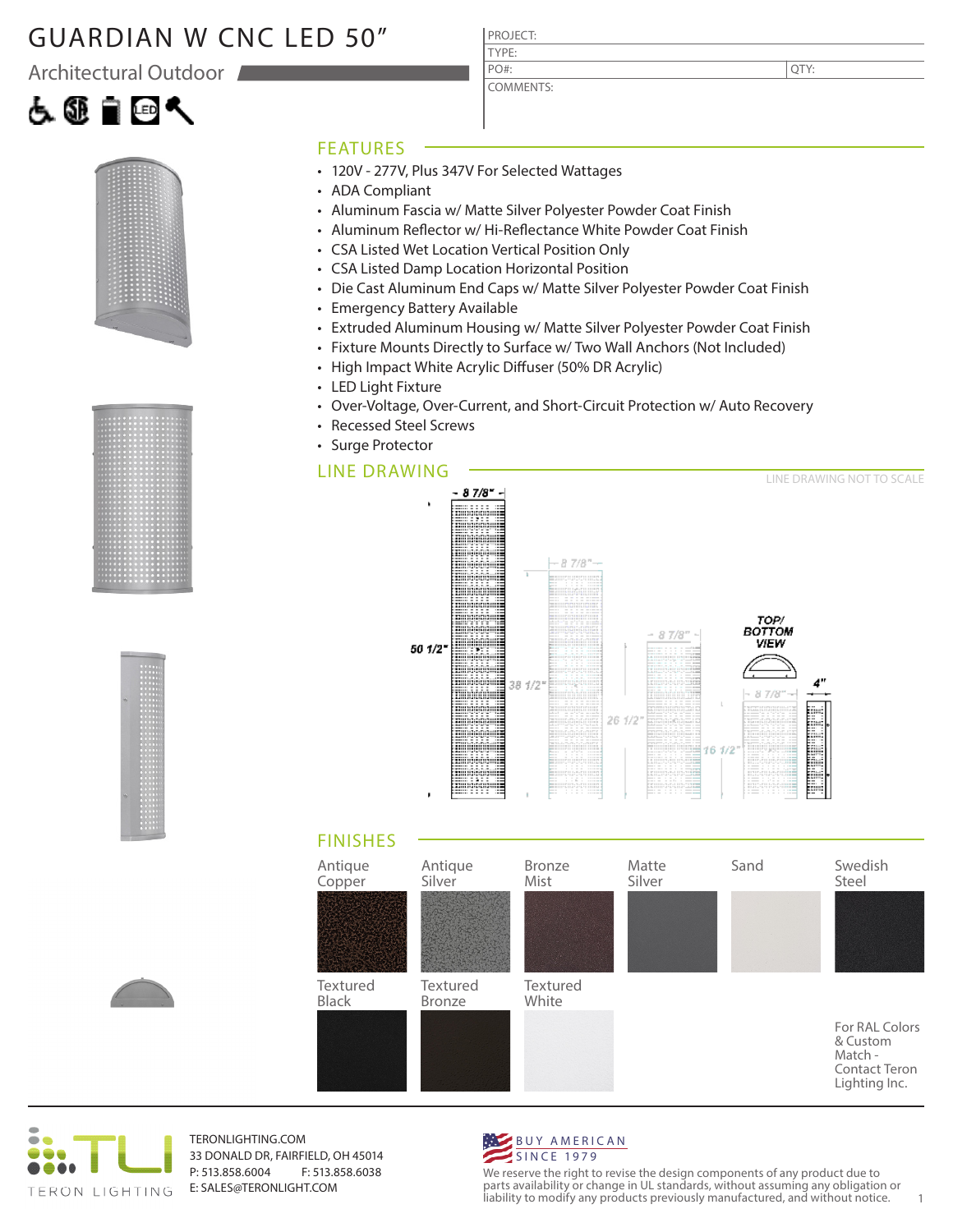# GUARDIAN W CNC LED 50"

## Architectural Outdoor

| PROJECT: | |
|---|---|
| TYPE: | |
| PO#: | QTY: |
| COMMENTS: | |

## FEATURES

- 120V - 277V, Plus 347V For Selected Wattages
- ADA Compliant
- Aluminum Fascia w/ Matte Silver Polyester Powder Coat Finish
- Aluminum Reflector w/ Hi-Reflectance White Powder Coat Finish
- CSA Listed Wet Location Vertical Position Only
- CSA Listed Damp Location Horizontal Position
- Die Cast Aluminum End Caps w/ Matte Silver Polyester Powder Coat Finish
- Emergency Battery Available
- Extruded Aluminum Housing w/ Matte Silver Polyester Powder Coat Finish
- Fixture Mounts Directly to Surface w/ Two Wall Anchors (Not Included)
- High Impact White Acrylic Diffuser (50% DR Acrylic)
- LED Light Fixture
- Over-Voltage, Over-Current, and Short-Circuit Protection w/ Auto Recovery
- Recessed Steel Screws
- Surge Protector

## LINE DRAWING

LINE DRAWING NOT TO SCALE

8 7/8" | 50 1/2" | 38 1/2" | 26 1/2" | 16 1/2" | TOP/ BOTTOM VIEW | 4"

## FINISHES

- Antique Copper
- Antique Silver
- Bronze Mist
- Matte Silver
- Sand
- Swedish Steel
- Textured Black
- Textured Bronze
- Textured White

For RAL Colors & Custom Match - Contact Teron Lighting Inc.

TERON LIGHTING

TERONLIGHTING.COM
33 DONALD DR, FAIRFIELD, OH 45014
P: 513.858.6004 F: 513.858.6038
E: SALES@TERONLIGHT.COM

BUY AMERICAN SINCE 1979

We reserve the right to revise the design components of any product due to parts availability or change in UL standards, without assuming any obligation or liability to modify any products previously manufactured, and without notice.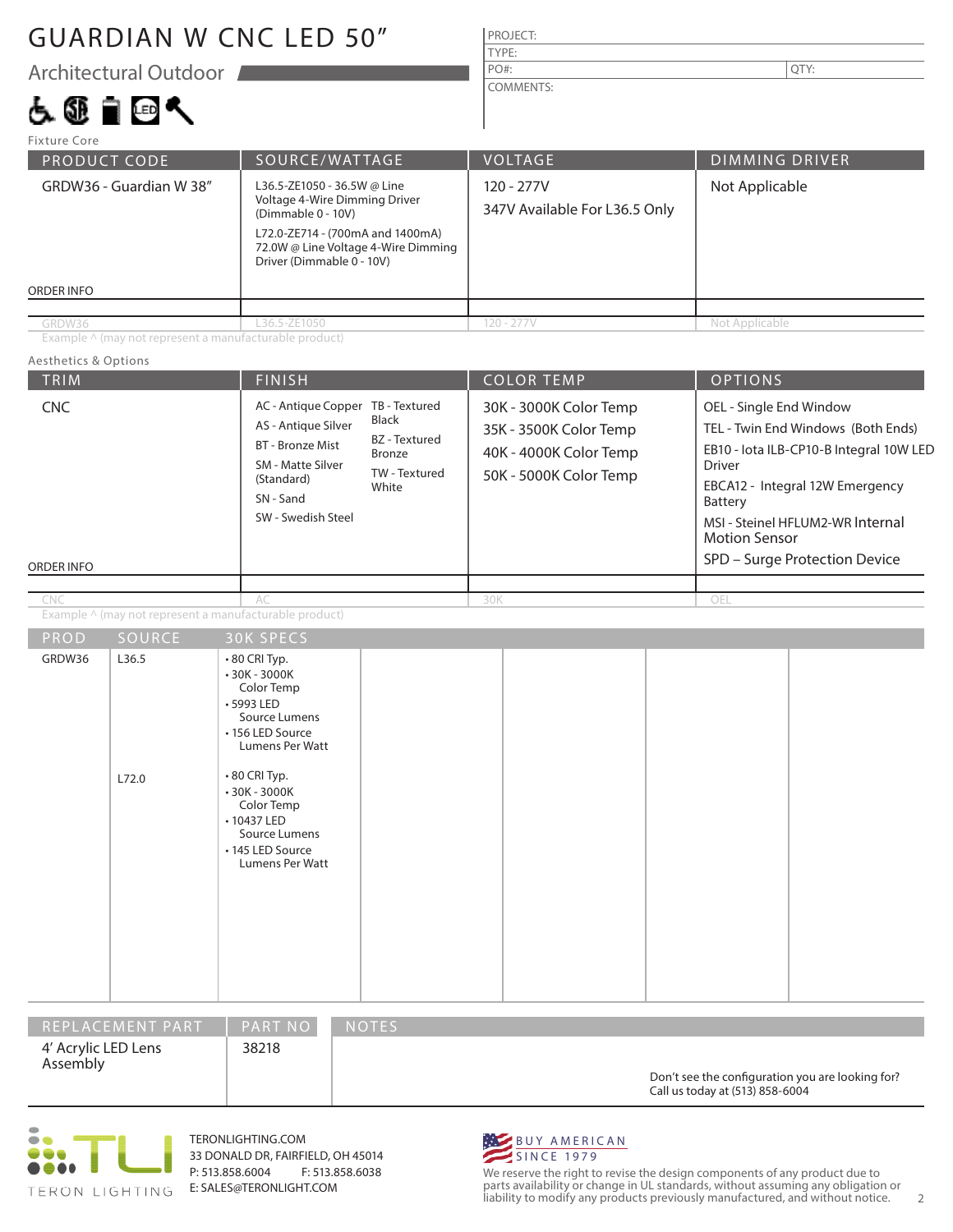# GUARDIAN W CNC LED 50"

## Architectual Outdoor

PROJECT:
TYPE:
PO#: QTY:
COMMENTS:

Fixture Core

| PRODUCT CODE | SOURCE/WATTAGE | VOLTAGE | DIMMING DRIVER |
|---|---|---|---|
| GRDW36 - Guardian W 38" | L36.5-ZE1050 - 36.5W @ Line Voltage 4-Wire Dimming Driver (Dimmable 0 - 10V)<br>L72.0-ZE714 - (700mA and 1400mA) 72.0W @ Line Voltage 4-Wire Dimming Driver (Dimmable 0 - 10V) | 120 - 277V<br>347V Available For L36.5 Only | Not Applicable |
| ORDER INFO | | | |
| GRDW36 | L36.5-ZE1050 | 120 - 277V | Not Applicable |

Example ^ (may not represent a manufacturable product)

Aesthetics & Options

| TRIM | FINISH | COLOR TEMP | OPTIONS |
|---|---|---|---|
| CNC | AC - Antique Copper<br>AS - Antique Silver<br>BT - Bronze Mist<br>SM - Matte Silver (Standard)<br>SN - Sand<br>SW - Swedish Steel<br>TB - Textured Black<br>BZ - Textured Bronze<br>TW - Textured White | 30K - 3000K Color Temp<br>35K - 3500K Color Temp<br>40K - 4000K Color Temp<br>50K - 5000K Color Temp | OEL - Single End Window<br>TEL - Twin End Windows (Both Ends)<br>EB10 - Iota ILB-CP10-B Integral 10W LED Driver<br>EBCA12 - Integral 12W Emergency Battery<br>MSI - Steinel HFLUM2-WR Internal Motion Sensor<br>SPD – Surge Protection Device |
| ORDER INFO | | | |
| CNC | AC | 30K | OEL |

Example ^ (may not represent a manufacturable product)

| PROD | SOURCE | 30K SPECS |
|---|---|---|
| GRDW36 | L36.5 | • 80 CRI Typ.<br>• 30K - 3000K Color Temp<br>• 5993 LED Source Lumens<br>• 156 LED Source Lumens Per Watt |
| | L72.0 | • 80 CRI Typ.<br>• 30K - 3000K Color Temp<br>• 10437 LED Source Lumens<br>• 145 LED Source Lumens Per Watt |

| REPLACEMENT PART | PART NO | NOTES |
|---|---|---|
| 4' Acrylic LED Lens Assembly | 38218 | Don't see the configuration you are looking for? Call us today at (513) 858-6004 |

TERON LIGHTING

TERONLIGHTING.COM
33 DONALD DR, FAIRFIELD, OH 45014
P: 513.858.6004 F: 513.858.6038
E: SALES@TERONLIGHT.COM

BUY AMERICAN SINCE 1979

We reserve the right to revise the design components of any product due to parts availability or change in UL standards, without assuming any obligation or liability to modify any products previously manufactured, and without notice.